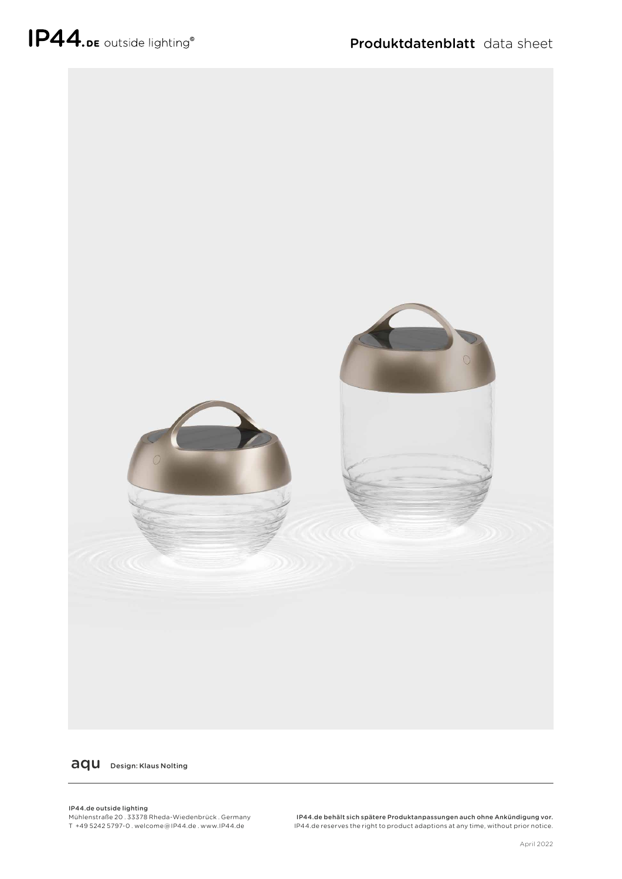# IP44.DE outside lighting®

## Produktdatenblatt data sheet

**aqu** Design: Klaus Nolting

**IP44.de outside lighting**
Mühlenstraße 20 . 33378 Rheda-Wiedenbrück . Germany
T +49 5242 5797-0 . welcome@IP44.de . www.IP44.de

**IP44.de behält sich spätere Produktanpassungen auch ohne Ankündigung vor.**
IP44.de reserves the right to product adaptions at any time, without prior notice.

April 2022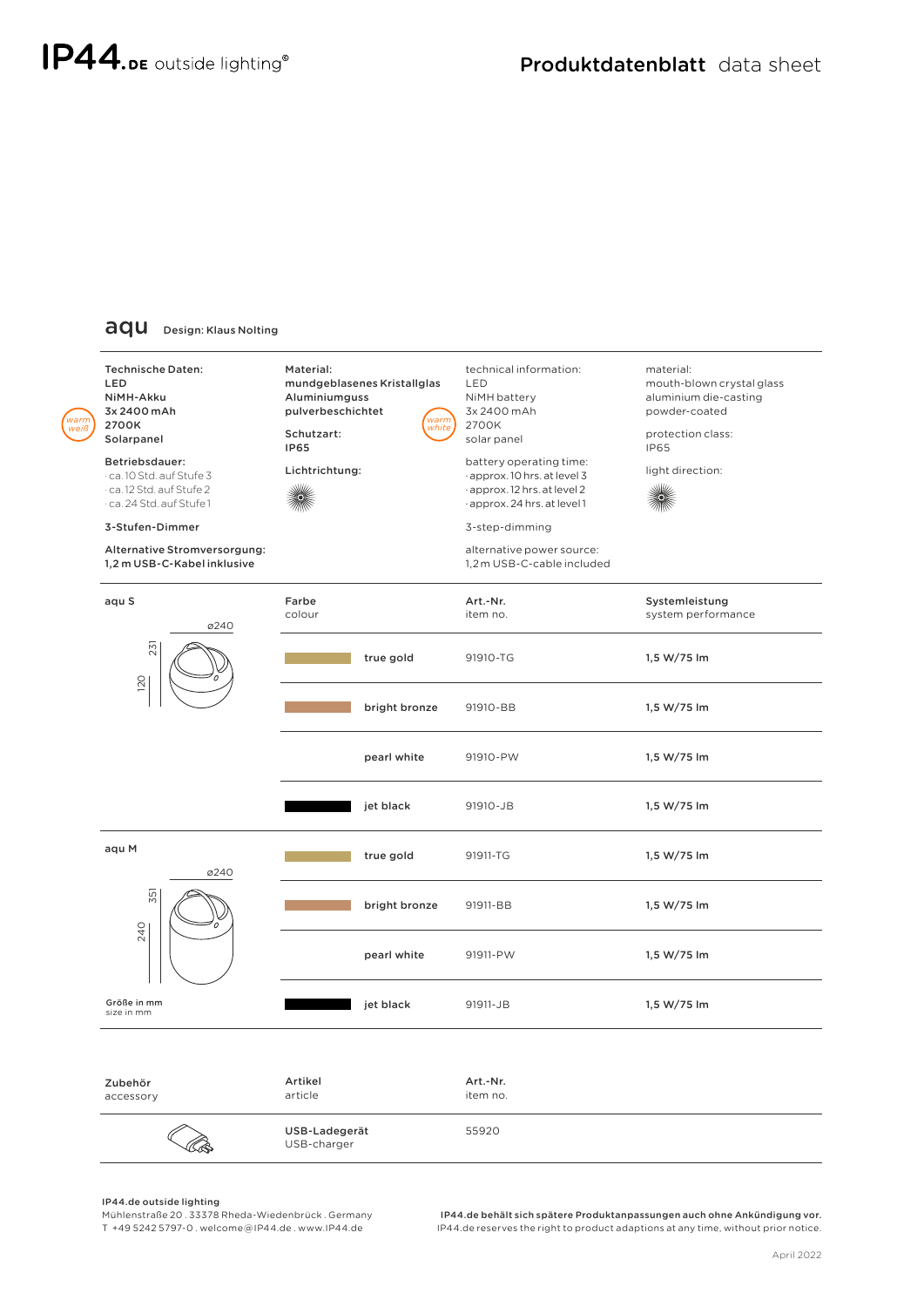IP44.DE outside lighting®

**Produktdatenblatt** data sheet

## aqu

Design: Klaus Nolting

| Technische Daten: | Material: | technical information: | material: |
|---|---|---|---|
| **LED**<br>**NiMH-Akku**<br>**3x 2400 mAh**<br>**2700K**<br>**Solarpanel** | **mundgeblasenes Kristallglas**<br>**Aluminiumguss**<br>**pulverbeschichtet** | LED<br>NiMH battery<br>3x 2400 mAh<br>2700K<br>solar panel | mouth-blown crystal glass<br>aluminium die-casting<br>powder-coated |
| **Betriebsdauer:**<br>· ca. 10 Std. auf Stufe 3<br>· ca. 12 Std. auf Stufe 2<br>· ca. 24 Std. auf Stufe 1 | **Schutzart:**<br>**IP65**<br><br>**Lichtrichtung:** | battery operating time:<br>· approx. 10 hrs. at level 3<br>· approx. 12 hrs. at level 2<br>· approx. 24 hrs. at level 1 | protection class:<br>IP65<br><br>light direction: |
| **3-Stufen-Dimmer** | | 3-step-dimming | |
| **Alternative Stromversorgung:**<br>**1,2 m USB-C-Kabel inklusive** | | alternative power source:<br>1,2 m USB-C-cable included | |

warm weiß / warm white

| | Farbe<br>colour | Art.-Nr.<br>item no. | Systemleistung<br>system performance |
|---|---|---|---|
| **aqu S**<br>ø240, 231, 120 | true gold | 91910-TG | 1,5 W/75 lm |
| | bright bronze | 91910-BB | 1,5 W/75 lm |
| | pearl white | 91910-PW | 1,5 W/75 lm |
| | jet black | 91910-JB | 1,5 W/75 lm |
| **aqu M**<br>ø240, 351, 240 | true gold | 91911-TG | 1,5 W/75 lm |
| | bright bronze | 91911-BB | 1,5 W/75 lm |
| | pearl white | 91911-PW | 1,5 W/75 lm |
| | jet black | 91911-JB | 1,5 W/75 lm |

**Größe in mm**
size in mm

| Zubehör<br>accessory | Artikel<br>article | Art.-Nr.<br>item no. |
|---|---|---|
| | **USB-Ladegerät**<br>USB-charger | 55920 |

**IP44.de outside lighting**
Mühlenstraße 20 . 33378 Rheda-Wiedenbrück . Germany
T +49 5242 5797-0 . welcome@IP44.de . www.IP44.de

**IP44.de behält sich spätere Produktanpassungen auch ohne Ankündigung vor.**
IP44.de reserves the right to product adaptions at any time, without prior notice.

April 2022